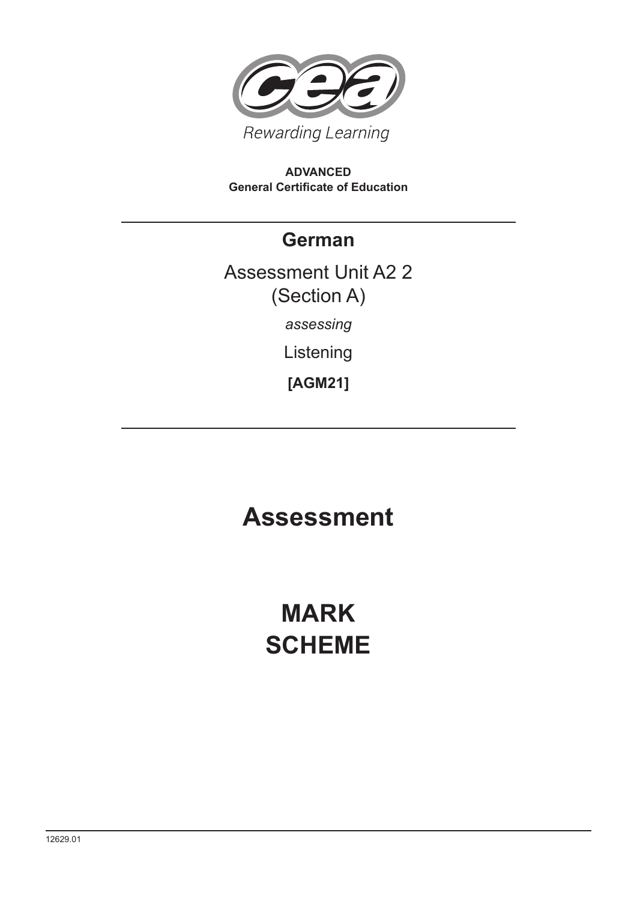Rewarding Learning

**ADVANCED**
**General Certificate of Education**

---

## German

Assessment Unit A2 2
(Section A)

*assessing*

Listening

**[AGM21]**

---

# Assessment

# MARK SCHEME

12629.01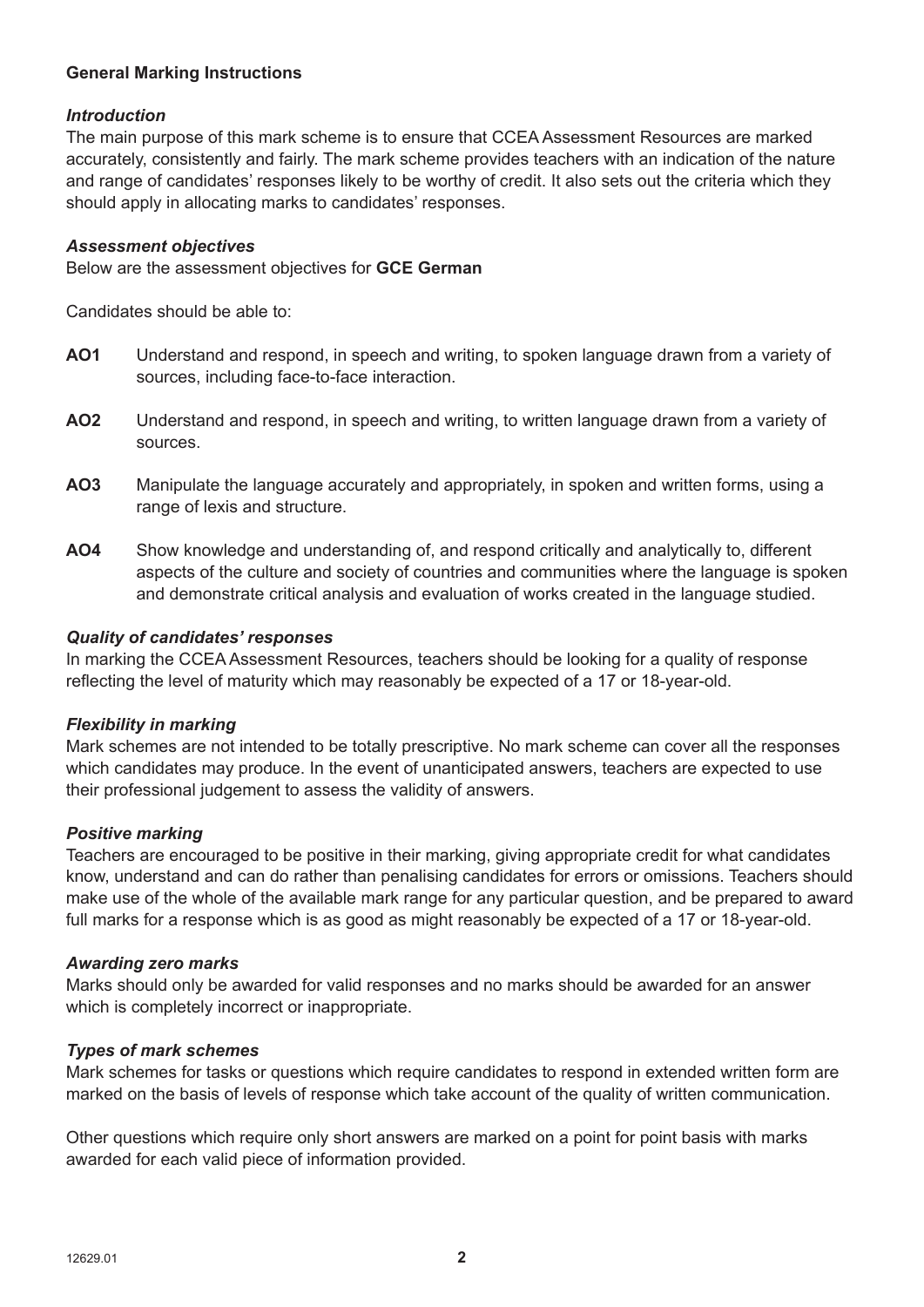**General Marking Instructions**

***Introduction***

The main purpose of this mark scheme is to ensure that CCEA Assessment Resources are marked accurately, consistently and fairly. The mark scheme provides teachers with an indication of the nature and range of candidates' responses likely to be worthy of credit. It also sets out the criteria which they should apply in allocating marks to candidates' responses.

***Assessment objectives***

Below are the assessment objectives for **GCE German**

Candidates should be able to:

**AO1** Understand and respond, in speech and writing, to spoken language drawn from a variety of sources, including face-to-face interaction.

**AO2** Understand and respond, in speech and writing, to written language drawn from a variety of sources.

**AO3** Manipulate the language accurately and appropriately, in spoken and written forms, using a range of lexis and structure.

**AO4** Show knowledge and understanding of, and respond critically and analytically to, different aspects of the culture and society of countries and communities where the language is spoken and demonstrate critical analysis and evaluation of works created in the language studied.

***Quality of candidates' responses***

In marking the CCEA Assessment Resources, teachers should be looking for a quality of response reflecting the level of maturity which may reasonably be expected of a 17 or 18-year-old.

***Flexibility in marking***

Mark schemes are not intended to be totally prescriptive. No mark scheme can cover all the responses which candidates may produce. In the event of unanticipated answers, teachers are expected to use their professional judgement to assess the validity of answers.

***Positive marking***

Teachers are encouraged to be positive in their marking, giving appropriate credit for what candidates know, understand and can do rather than penalising candidates for errors or omissions. Teachers should make use of the whole of the available mark range for any particular question, and be prepared to award full marks for a response which is as good as might reasonably be expected of a 17 or 18-year-old.

***Awarding zero marks***

Marks should only be awarded for valid responses and no marks should be awarded for an answer which is completely incorrect or inappropriate.

***Types of mark schemes***

Mark schemes for tasks or questions which require candidates to respond in extended written form are marked on the basis of levels of response which take account of the quality of written communication.

Other questions which require only short answers are marked on a point for point basis with marks awarded for each valid piece of information provided.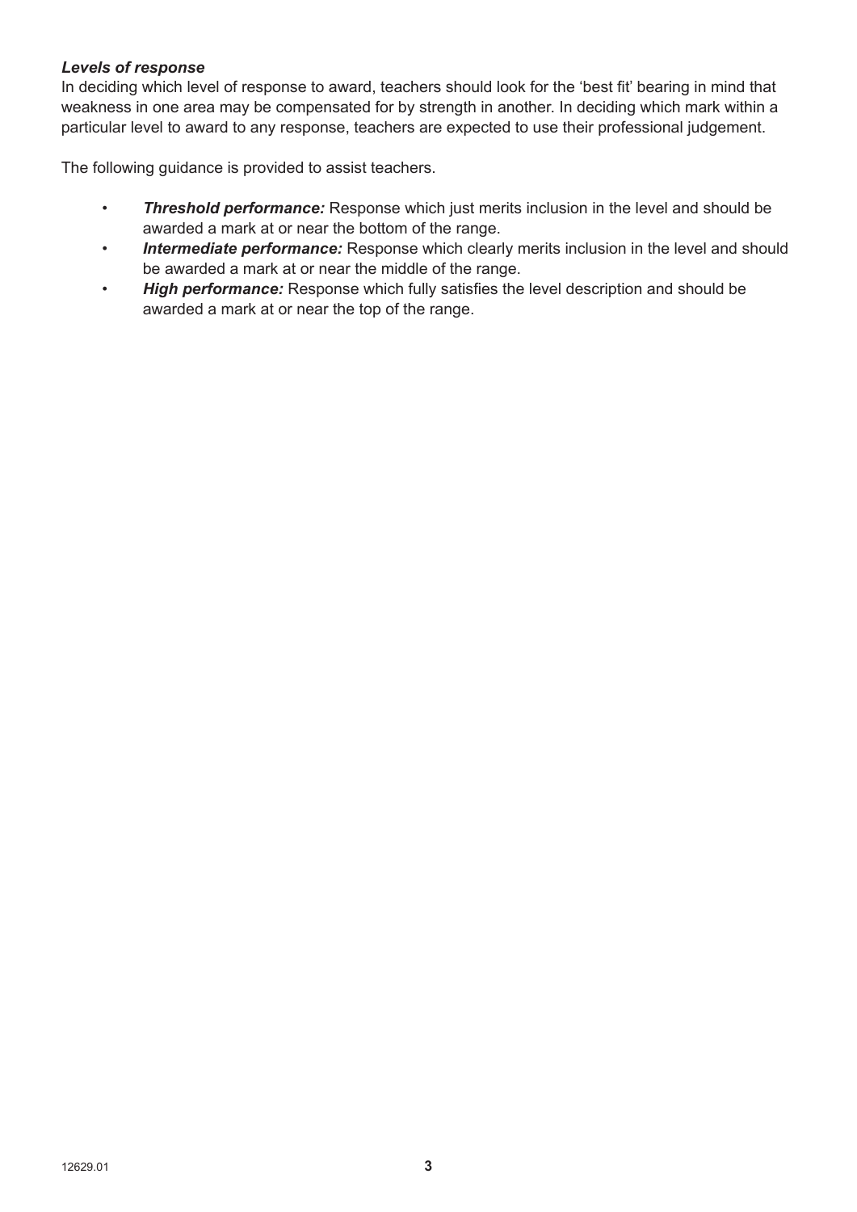***Levels of response***

In deciding which level of response to award, teachers should look for the 'best fit' bearing in mind that weakness in one area may be compensated for by strength in another. In deciding which mark within a particular level to award to any response, teachers are expected to use their professional judgement.

The following guidance is provided to assist teachers.

- ***Threshold performance:*** Response which just merits inclusion in the level and should be awarded a mark at or near the bottom of the range.
- ***Intermediate performance:*** Response which clearly merits inclusion in the level and should be awarded a mark at or near the middle of the range.
- ***High performance:*** Response which fully satisfies the level description and should be awarded a mark at or near the top of the range.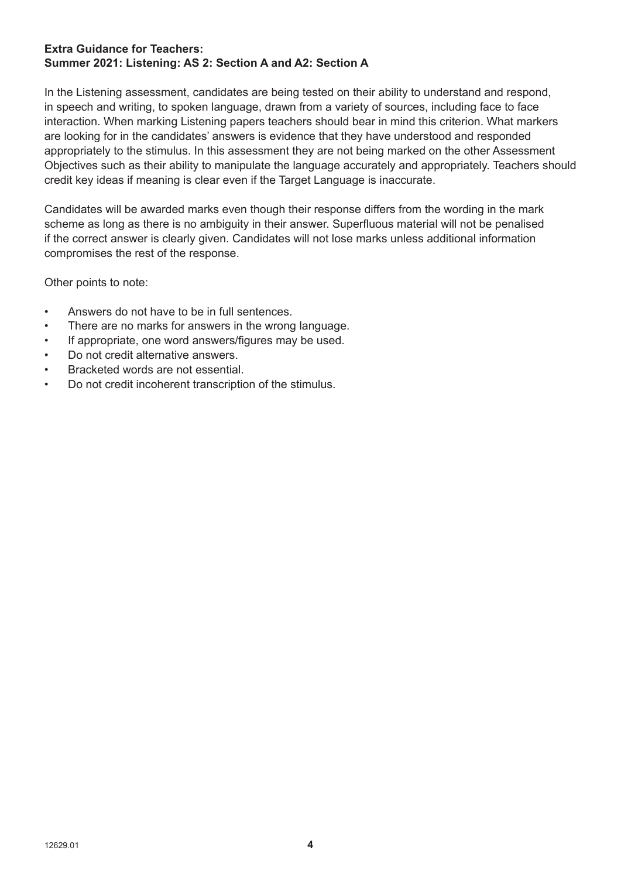**Extra Guidance for Teachers:**
**Summer 2021: Listening: AS 2: Section A and A2: Section A**

In the Listening assessment, candidates are being tested on their ability to understand and respond, in speech and writing, to spoken language, drawn from a variety of sources, including face to face interaction. When marking Listening papers teachers should bear in mind this criterion. What markers are looking for in the candidates' answers is evidence that they have understood and responded appropriately to the stimulus. In this assessment they are not being marked on the other Assessment Objectives such as their ability to manipulate the language accurately and appropriately. Teachers should credit key ideas if meaning is clear even if the Target Language is inaccurate.

Candidates will be awarded marks even though their response differs from the wording in the mark scheme as long as there is no ambiguity in their answer. Superfluous material will not be penalised if the correct answer is clearly given. Candidates will not lose marks unless additional information compromises the rest of the response.

Other points to note:

- Answers do not have to be in full sentences.
- There are no marks for answers in the wrong language.
- If appropriate, one word answers/figures may be used.
- Do not credit alternative answers.
- Bracketed words are not essential.
- Do not credit incoherent transcription of the stimulus.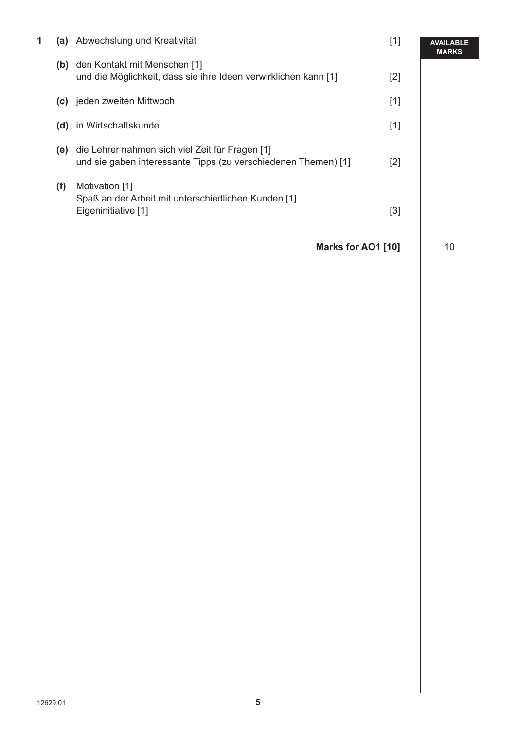| | | | | AVAILABLE MARKS |
|---|---|---|---|---|
| **1** | **(a)** | Abwechslung und Kreativität | [1] | |
| | **(b)** | den Kontakt mit Menschen [1]<br>und die Möglichkeit, dass sie ihre Ideen verwirklichen kann [1] | [2] | |
| | **(c)** | jeden zweiten Mittwoch | [1] | |
| | **(d)** | in Wirtschaftskunde | [1] | |
| | **(e)** | die Lehrer nahmen sich viel Zeit für Fragen [1]<br>und sie gaben interessante Tipps (zu verschiedenen Themen) [1] | [2] | |
| | **(f)** | Motivation [1]<br>Spaß an der Arbeit mit unterschiedlichen Kunden [1]<br>Eigeninitiative [1] | [3] | |
| | | | **Marks for AO1 [10]** | 10 |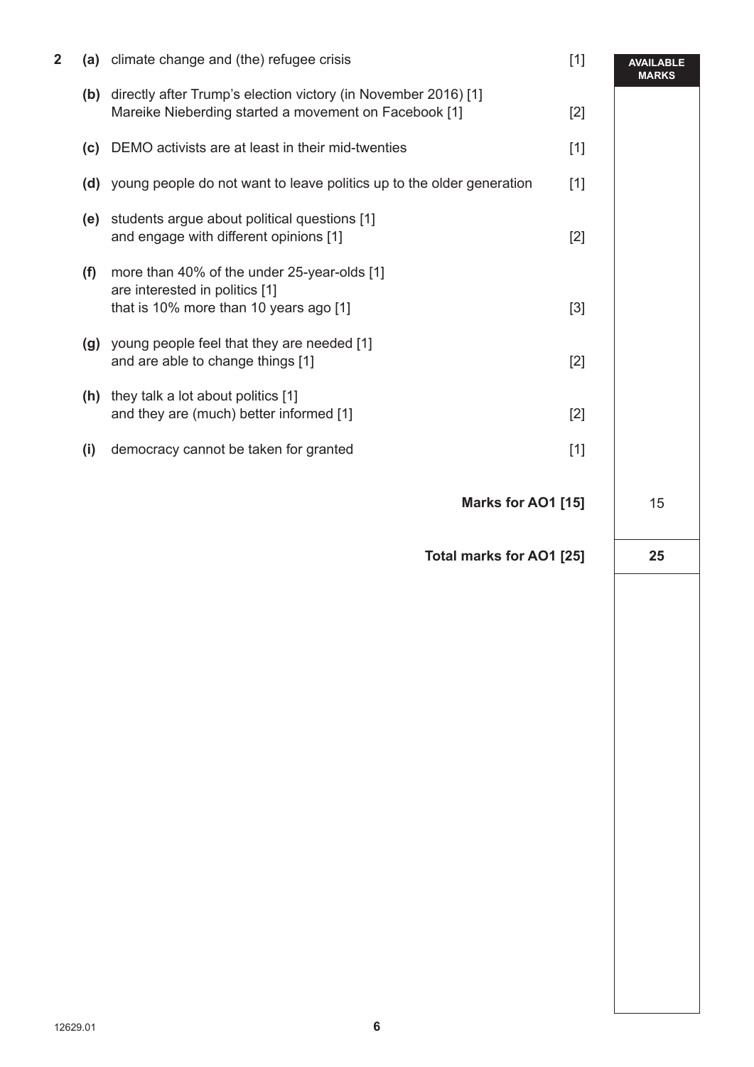| | | | | AVAILABLE MARKS |
|---|---|---|---|---|
| **2** | **(a)** | climate change and (the) refugee crisis | [1] | |
| | **(b)** | directly after Trump's election victory (in November 2016) [1]<br>Mareike Nieberding started a movement on Facebook [1] | [2] | |
| | **(c)** | DEMO activists are at least in their mid-twenties | [1] | |
| | **(d)** | young people do not want to leave politics up to the older generation | [1] | |
| | **(e)** | students argue about political questions [1]<br>and engage with different opinions [1] | [2] | |
| | **(f)** | more than 40% of the under 25-year-olds [1]<br>are interested in politics [1]<br>that is 10% more than 10 years ago [1] | [3] | |
| | **(g)** | young people feel that they are needed [1]<br>and are able to change things [1] | [2] | |
| | **(h)** | they talk a lot about politics [1]<br>and they are (much) better informed [1] | [2] | |
| | **(i)** | democracy cannot be taken for granted | [1] | |
| | | | **Marks for AO1 [15]** | 15 |
| | | | **Total marks for AO1 [25]** | **25** |